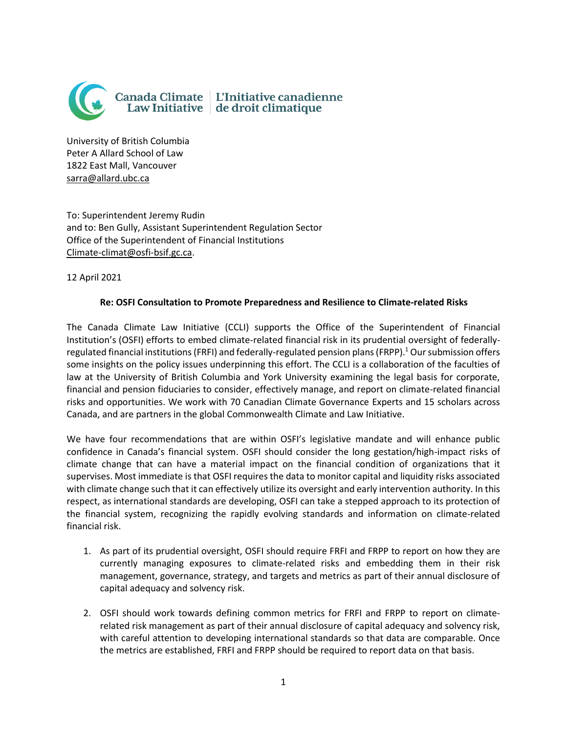Canada Climate Law Initiative | L'Initiative canadienne de droit climatique

University of British Columbia
Peter A Allard School of Law
1822 East Mall, Vancouver
sarra@allard.ubc.ca

To: Superintendent Jeremy Rudin
and to: Ben Gully, Assistant Superintendent Regulation Sector
Office of the Superintendent of Financial Institutions
Climate-climat@osfi-bsif.gc.ca.

12 April 2021

**Re: OSFI Consultation to Promote Preparedness and Resilience to Climate-related Risks**

The Canada Climate Law Initiative (CCLI) supports the Office of the Superintendent of Financial Institution's (OSFI) efforts to embed climate-related financial risk in its prudential oversight of federally-regulated financial institutions (FRFI) and federally-regulated pension plans (FRPP).[1] Our submission offers some insights on the policy issues underpinning this effort. The CCLI is a collaboration of the faculties of law at the University of British Columbia and York University examining the legal basis for corporate, financial and pension fiduciaries to consider, effectively manage, and report on climate-related financial risks and opportunities. We work with 70 Canadian Climate Governance Experts and 15 scholars across Canada, and are partners in the global Commonwealth Climate and Law Initiative.

We have four recommendations that are within OSFI's legislative mandate and will enhance public confidence in Canada's financial system. OSFI should consider the long gestation/high-impact risks of climate change that can have a material impact on the financial condition of organizations that it supervises. Most immediate is that OSFI requires the data to monitor capital and liquidity risks associated with climate change such that it can effectively utilize its oversight and early intervention authority. In this respect, as international standards are developing, OSFI can take a stepped approach to its protection of the financial system, recognizing the rapidly evolving standards and information on climate-related financial risk.

1. As part of its prudential oversight, OSFI should require FRFI and FRPP to report on how they are currently managing exposures to climate-related risks and embedding them in their risk management, governance, strategy, and targets and metrics as part of their annual disclosure of capital adequacy and solvency risk.

2. OSFI should work towards defining common metrics for FRFI and FRPP to report on climate-related risk management as part of their annual disclosure of capital adequacy and solvency risk, with careful attention to developing international standards so that data are comparable. Once the metrics are established, FRFI and FRPP should be required to report data on that basis.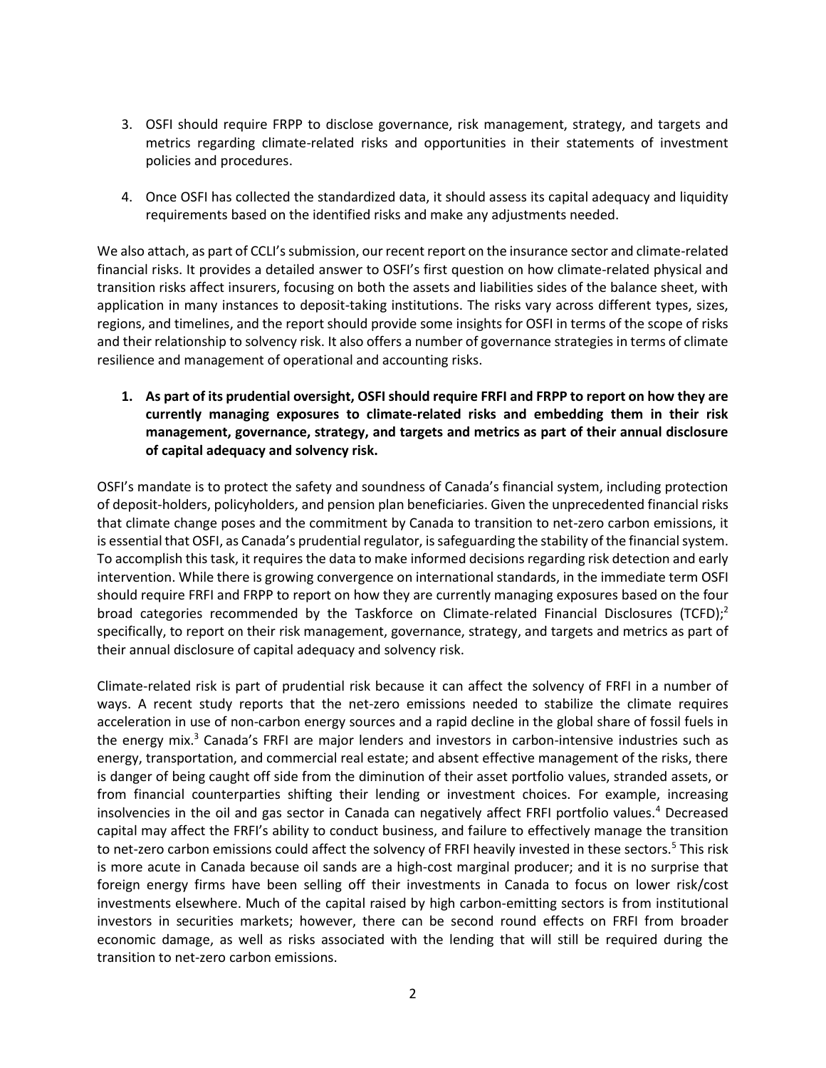3. OSFI should require FRPP to disclose governance, risk management, strategy, and targets and metrics regarding climate-related risks and opportunities in their statements of investment policies and procedures.

4. Once OSFI has collected the standardized data, it should assess its capital adequacy and liquidity requirements based on the identified risks and make any adjustments needed.

We also attach, as part of CCLI's submission, our recent report on the insurance sector and climate-related financial risks. It provides a detailed answer to OSFI's first question on how climate-related physical and transition risks affect insurers, focusing on both the assets and liabilities sides of the balance sheet, with application in many instances to deposit-taking institutions. The risks vary across different types, sizes, regions, and timelines, and the report should provide some insights for OSFI in terms of the scope of risks and their relationship to solvency risk. It also offers a number of governance strategies in terms of climate resilience and management of operational and accounting risks.

**1. As part of its prudential oversight, OSFI should require FRFI and FRPP to report on how they are currently managing exposures to climate-related risks and embedding them in their risk management, governance, strategy, and targets and metrics as part of their annual disclosure of capital adequacy and solvency risk.**

OSFI's mandate is to protect the safety and soundness of Canada's financial system, including protection of deposit-holders, policyholders, and pension plan beneficiaries. Given the unprecedented financial risks that climate change poses and the commitment by Canada to transition to net-zero carbon emissions, it is essential that OSFI, as Canada's prudential regulator, is safeguarding the stability of the financial system. To accomplish this task, it requires the data to make informed decisions regarding risk detection and early intervention. While there is growing convergence on international standards, in the immediate term OSFI should require FRFI and FRPP to report on how they are currently managing exposures based on the four broad categories recommended by the Taskforce on Climate-related Financial Disclosures (TCFD);[2] specifically, to report on their risk management, governance, strategy, and targets and metrics as part of their annual disclosure of capital adequacy and solvency risk.

Climate-related risk is part of prudential risk because it can affect the solvency of FRFI in a number of ways. A recent study reports that the net-zero emissions needed to stabilize the climate requires acceleration in use of non-carbon energy sources and a rapid decline in the global share of fossil fuels in the energy mix.[3] Canada's FRFI are major lenders and investors in carbon-intensive industries such as energy, transportation, and commercial real estate; and absent effective management of the risks, there is danger of being caught off side from the diminution of their asset portfolio values, stranded assets, or from financial counterparties shifting their lending or investment choices. For example, increasing insolvencies in the oil and gas sector in Canada can negatively affect FRFI portfolio values.[4] Decreased capital may affect the FRFI's ability to conduct business, and failure to effectively manage the transition to net-zero carbon emissions could affect the solvency of FRFI heavily invested in these sectors.[5] This risk is more acute in Canada because oil sands are a high-cost marginal producer; and it is no surprise that foreign energy firms have been selling off their investments in Canada to focus on lower risk/cost investments elsewhere. Much of the capital raised by high carbon-emitting sectors is from institutional investors in securities markets; however, there can be second round effects on FRFI from broader economic damage, as well as risks associated with the lending that will still be required during the transition to net-zero carbon emissions.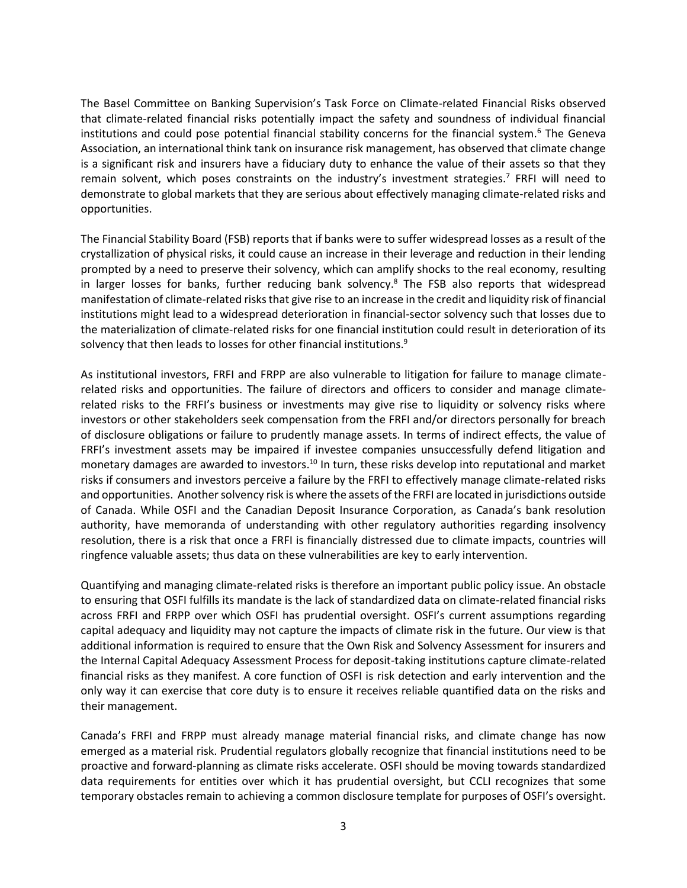The Basel Committee on Banking Supervision's Task Force on Climate-related Financial Risks observed that climate-related financial risks potentially impact the safety and soundness of individual financial institutions and could pose potential financial stability concerns for the financial system.[6] The Geneva Association, an international think tank on insurance risk management, has observed that climate change is a significant risk and insurers have a fiduciary duty to enhance the value of their assets so that they remain solvent, which poses constraints on the industry's investment strategies.[7] FRFI will need to demonstrate to global markets that they are serious about effectively managing climate-related risks and opportunities.

The Financial Stability Board (FSB) reports that if banks were to suffer widespread losses as a result of the crystallization of physical risks, it could cause an increase in their leverage and reduction in their lending prompted by a need to preserve their solvency, which can amplify shocks to the real economy, resulting in larger losses for banks, further reducing bank solvency.[8] The FSB also reports that widespread manifestation of climate-related risks that give rise to an increase in the credit and liquidity risk of financial institutions might lead to a widespread deterioration in financial-sector solvency such that losses due to the materialization of climate-related risks for one financial institution could result in deterioration of its solvency that then leads to losses for other financial institutions.[9]

As institutional investors, FRFI and FRPP are also vulnerable to litigation for failure to manage climate-related risks and opportunities. The failure of directors and officers to consider and manage climate-related risks to the FRFI's business or investments may give rise to liquidity or solvency risks where investors or other stakeholders seek compensation from the FRFI and/or directors personally for breach of disclosure obligations or failure to prudently manage assets. In terms of indirect effects, the value of FRFI's investment assets may be impaired if investee companies unsuccessfully defend litigation and monetary damages are awarded to investors.[10] In turn, these risks develop into reputational and market risks if consumers and investors perceive a failure by the FRFI to effectively manage climate-related risks and opportunities. Another solvency risk is where the assets of the FRFI are located in jurisdictions outside of Canada. While OSFI and the Canadian Deposit Insurance Corporation, as Canada's bank resolution authority, have memoranda of understanding with other regulatory authorities regarding insolvency resolution, there is a risk that once a FRFI is financially distressed due to climate impacts, countries will ringfence valuable assets; thus data on these vulnerabilities are key to early intervention.

Quantifying and managing climate-related risks is therefore an important public policy issue. An obstacle to ensuring that OSFI fulfills its mandate is the lack of standardized data on climate-related financial risks across FRFI and FRPP over which OSFI has prudential oversight. OSFI's current assumptions regarding capital adequacy and liquidity may not capture the impacts of climate risk in the future. Our view is that additional information is required to ensure that the Own Risk and Solvency Assessment for insurers and the Internal Capital Adequacy Assessment Process for deposit-taking institutions capture climate-related financial risks as they manifest. A core function of OSFI is risk detection and early intervention and the only way it can exercise that core duty is to ensure it receives reliable quantified data on the risks and their management.

Canada's FRFI and FRPP must already manage material financial risks, and climate change has now emerged as a material risk. Prudential regulators globally recognize that financial institutions need to be proactive and forward-planning as climate risks accelerate. OSFI should be moving towards standardized data requirements for entities over which it has prudential oversight, but CCLI recognizes that some temporary obstacles remain to achieving a common disclosure template for purposes of OSFI's oversight.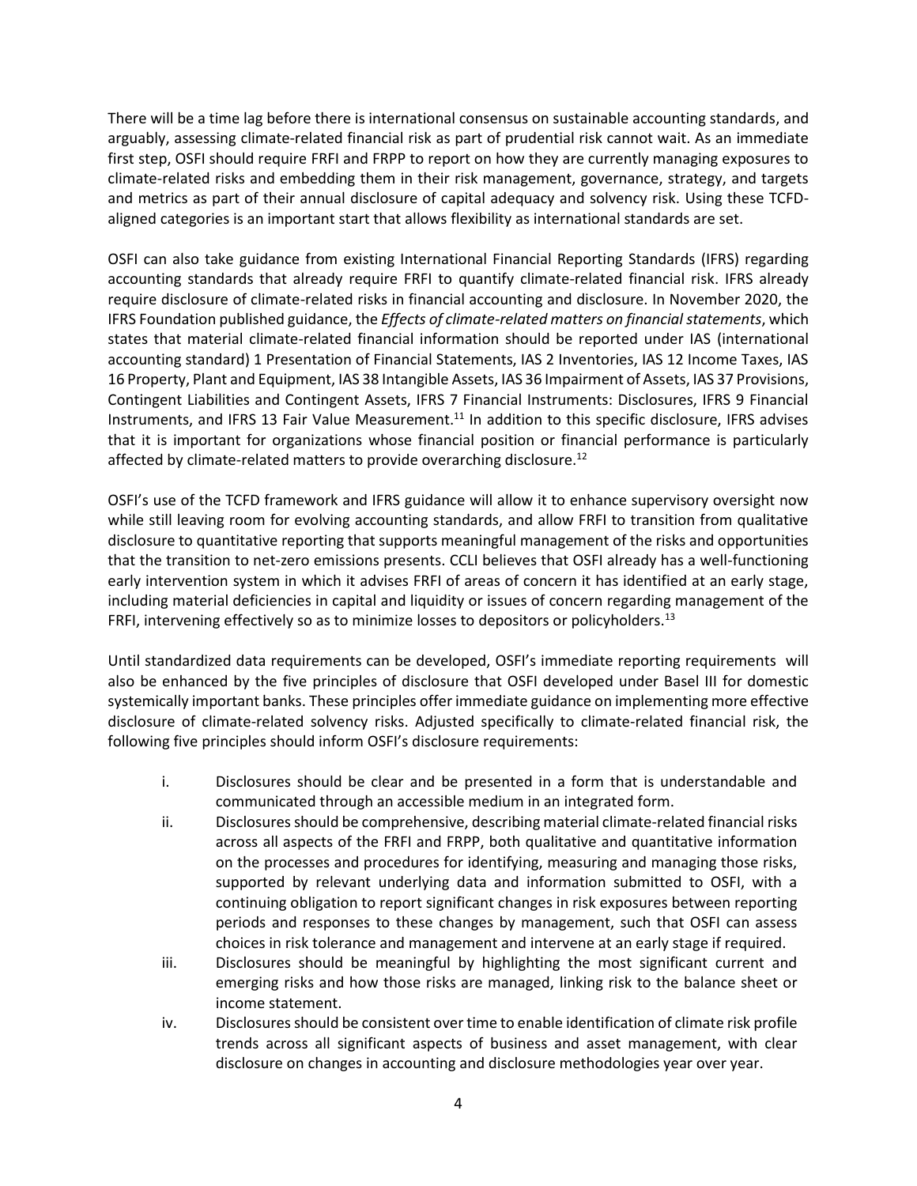There will be a time lag before there is international consensus on sustainable accounting standards, and arguably, assessing climate-related financial risk as part of prudential risk cannot wait. As an immediate first step, OSFI should require FRFI and FRPP to report on how they are currently managing exposures to climate-related risks and embedding them in their risk management, governance, strategy, and targets and metrics as part of their annual disclosure of capital adequacy and solvency risk. Using these TCFD-aligned categories is an important start that allows flexibility as international standards are set.

OSFI can also take guidance from existing International Financial Reporting Standards (IFRS) regarding accounting standards that already require FRFI to quantify climate-related financial risk. IFRS already require disclosure of climate-related risks in financial accounting and disclosure. In November 2020, the IFRS Foundation published guidance, the *Effects of climate-related matters on financial statements*, which states that material climate-related financial information should be reported under IAS (international accounting standard) 1 Presentation of Financial Statements, IAS 2 Inventories, IAS 12 Income Taxes, IAS 16 Property, Plant and Equipment, IAS 38 Intangible Assets, IAS 36 Impairment of Assets, IAS 37 Provisions, Contingent Liabilities and Contingent Assets, IFRS 7 Financial Instruments: Disclosures, IFRS 9 Financial Instruments, and IFRS 13 Fair Value Measurement.[11] In addition to this specific disclosure, IFRS advises that it is important for organizations whose financial position or financial performance is particularly affected by climate-related matters to provide overarching disclosure.[12]

OSFI's use of the TCFD framework and IFRS guidance will allow it to enhance supervisory oversight now while still leaving room for evolving accounting standards, and allow FRFI to transition from qualitative disclosure to quantitative reporting that supports meaningful management of the risks and opportunities that the transition to net-zero emissions presents. CCLI believes that OSFI already has a well-functioning early intervention system in which it advises FRFI of areas of concern it has identified at an early stage, including material deficiencies in capital and liquidity or issues of concern regarding management of the FRFI, intervening effectively so as to minimize losses to depositors or policyholders.[13]

Until standardized data requirements can be developed, OSFI's immediate reporting requirements will also be enhanced by the five principles of disclosure that OSFI developed under Basel III for domestic systemically important banks. These principles offer immediate guidance on implementing more effective disclosure of climate-related solvency risks. Adjusted specifically to climate-related financial risk, the following five principles should inform OSFI's disclosure requirements:

i. Disclosures should be clear and be presented in a form that is understandable and communicated through an accessible medium in an integrated form.

ii. Disclosures should be comprehensive, describing material climate-related financial risks across all aspects of the FRFI and FRPP, both qualitative and quantitative information on the processes and procedures for identifying, measuring and managing those risks, supported by relevant underlying data and information submitted to OSFI, with a continuing obligation to report significant changes in risk exposures between reporting periods and responses to these changes by management, such that OSFI can assess choices in risk tolerance and management and intervene at an early stage if required.

iii. Disclosures should be meaningful by highlighting the most significant current and emerging risks and how those risks are managed, linking risk to the balance sheet or income statement.

iv. Disclosures should be consistent over time to enable identification of climate risk profile trends across all significant aspects of business and asset management, with clear disclosure on changes in accounting and disclosure methodologies year over year.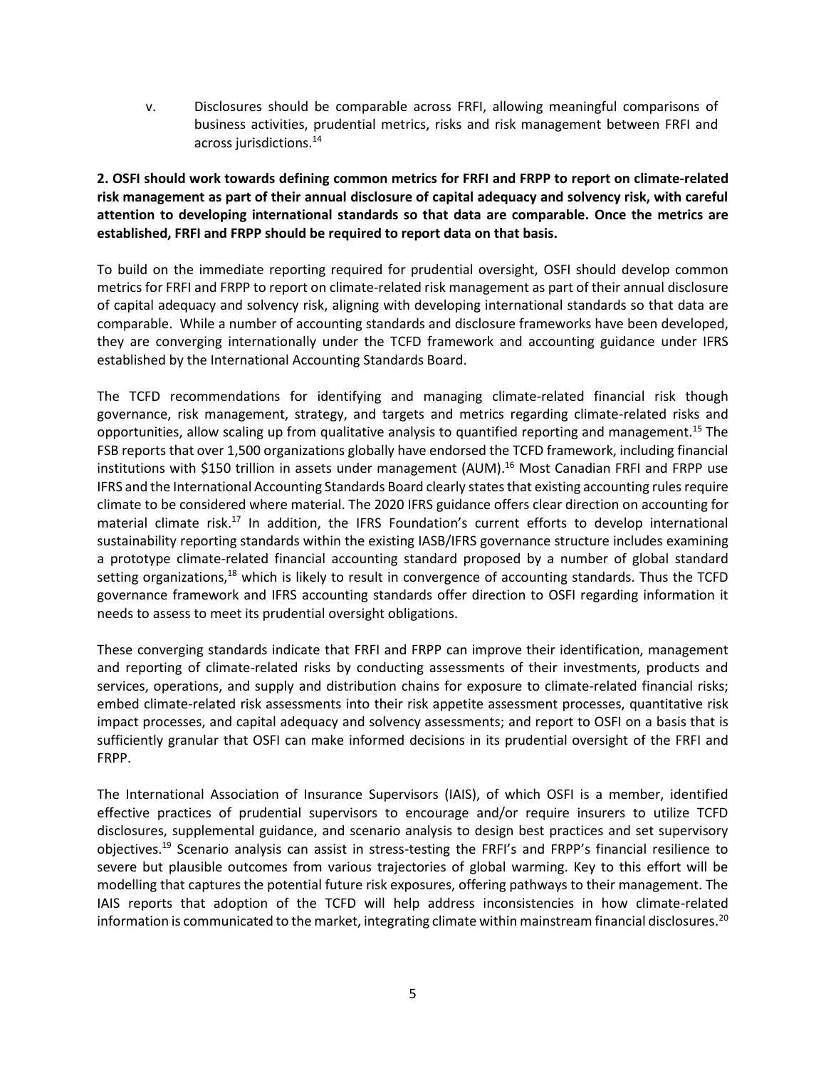v. Disclosures should be comparable across FRFI, allowing meaningful comparisons of business activities, prudential metrics, risks and risk management between FRFI and across jurisdictions.[14]

**2. OSFI should work towards defining common metrics for FRFI and FRPP to report on climate-related risk management as part of their annual disclosure of capital adequacy and solvency risk, with careful attention to developing international standards so that data are comparable. Once the metrics are established, FRFI and FRPP should be required to report data on that basis.**

To build on the immediate reporting required for prudential oversight, OSFI should develop common metrics for FRFI and FRPP to report on climate-related risk management as part of their annual disclosure of capital adequacy and solvency risk, aligning with developing international standards so that data are comparable. While a number of accounting standards and disclosure frameworks have been developed, they are converging internationally under the TCFD framework and accounting guidance under IFRS established by the International Accounting Standards Board.

The TCFD recommendations for identifying and managing climate-related financial risk though governance, risk management, strategy, and targets and metrics regarding climate-related risks and opportunities, allow scaling up from qualitative analysis to quantified reporting and management.[15] The FSB reports that over 1,500 organizations globally have endorsed the TCFD framework, including financial institutions with $150 trillion in assets under management (AUM).[16] Most Canadian FRFI and FRPP use IFRS and the International Accounting Standards Board clearly states that existing accounting rules require climate to be considered where material. The 2020 IFRS guidance offers clear direction on accounting for material climate risk.[17] In addition, the IFRS Foundation's current efforts to develop international sustainability reporting standards within the existing IASB/IFRS governance structure includes examining a prototype climate-related financial accounting standard proposed by a number of global standard setting organizations,[18] which is likely to result in convergence of accounting standards. Thus the TCFD governance framework and IFRS accounting standards offer direction to OSFI regarding information it needs to assess to meet its prudential oversight obligations.

These converging standards indicate that FRFI and FRPP can improve their identification, management and reporting of climate-related risks by conducting assessments of their investments, products and services, operations, and supply and distribution chains for exposure to climate-related financial risks; embed climate-related risk assessments into their risk appetite assessment processes, quantitative risk impact processes, and capital adequacy and solvency assessments; and report to OSFI on a basis that is sufficiently granular that OSFI can make informed decisions in its prudential oversight of the FRFI and FRPP.

The International Association of Insurance Supervisors (IAIS), of which OSFI is a member, identified effective practices of prudential supervisors to encourage and/or require insurers to utilize TCFD disclosures, supplemental guidance, and scenario analysis to design best practices and set supervisory objectives.[19] Scenario analysis can assist in stress-testing the FRFI's and FRPP's financial resilience to severe but plausible outcomes from various trajectories of global warming. Key to this effort will be modelling that captures the potential future risk exposures, offering pathways to their management. The IAIS reports that adoption of the TCFD will help address inconsistencies in how climate-related information is communicated to the market, integrating climate within mainstream financial disclosures.[20]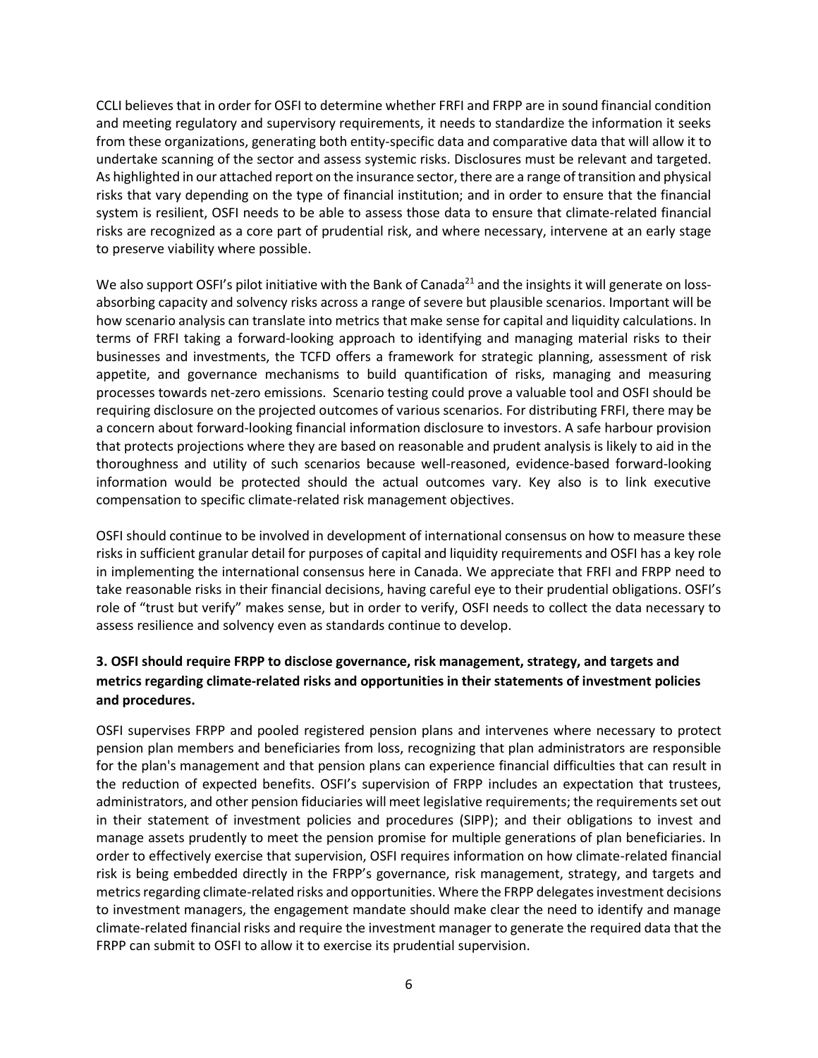CCLI believes that in order for OSFI to determine whether FRFI and FRPP are in sound financial condition and meeting regulatory and supervisory requirements, it needs to standardize the information it seeks from these organizations, generating both entity-specific data and comparative data that will allow it to undertake scanning of the sector and assess systemic risks. Disclosures must be relevant and targeted. As highlighted in our attached report on the insurance sector, there are a range of transition and physical risks that vary depending on the type of financial institution; and in order to ensure that the financial system is resilient, OSFI needs to be able to assess those data to ensure that climate-related financial risks are recognized as a core part of prudential risk, and where necessary, intervene at an early stage to preserve viability where possible.

We also support OSFI's pilot initiative with the Bank of Canada[21] and the insights it will generate on loss-absorbing capacity and solvency risks across a range of severe but plausible scenarios. Important will be how scenario analysis can translate into metrics that make sense for capital and liquidity calculations. In terms of FRFI taking a forward-looking approach to identifying and managing material risks to their businesses and investments, the TCFD offers a framework for strategic planning, assessment of risk appetite, and governance mechanisms to build quantification of risks, managing and measuring processes towards net-zero emissions. Scenario testing could prove a valuable tool and OSFI should be requiring disclosure on the projected outcomes of various scenarios. For distributing FRFI, there may be a concern about forward-looking financial information disclosure to investors. A safe harbour provision that protects projections where they are based on reasonable and prudent analysis is likely to aid in the thoroughness and utility of such scenarios because well-reasoned, evidence-based forward-looking information would be protected should the actual outcomes vary. Key also is to link executive compensation to specific climate-related risk management objectives.

OSFI should continue to be involved in development of international consensus on how to measure these risks in sufficient granular detail for purposes of capital and liquidity requirements and OSFI has a key role in implementing the international consensus here in Canada. We appreciate that FRFI and FRPP need to take reasonable risks in their financial decisions, having careful eye to their prudential obligations. OSFI's role of "trust but verify" makes sense, but in order to verify, OSFI needs to collect the data necessary to assess resilience and solvency even as standards continue to develop.

### 3. OSFI should require FRPP to disclose governance, risk management, strategy, and targets and metrics regarding climate-related risks and opportunities in their statements of investment policies and procedures.

OSFI supervises FRPP and pooled registered pension plans and intervenes where necessary to protect pension plan members and beneficiaries from loss, recognizing that plan administrators are responsible for the plan's management and that pension plans can experience financial difficulties that can result in the reduction of expected benefits. OSFI's supervision of FRPP includes an expectation that trustees, administrators, and other pension fiduciaries will meet legislative requirements; the requirements set out in their statement of investment policies and procedures (SIPP); and their obligations to invest and manage assets prudently to meet the pension promise for multiple generations of plan beneficiaries. In order to effectively exercise that supervision, OSFI requires information on how climate-related financial risk is being embedded directly in the FRPP's governance, risk management, strategy, and targets and metrics regarding climate-related risks and opportunities. Where the FRPP delegates investment decisions to investment managers, the engagement mandate should make clear the need to identify and manage climate-related financial risks and require the investment manager to generate the required data that the FRPP can submit to OSFI to allow it to exercise its prudential supervision.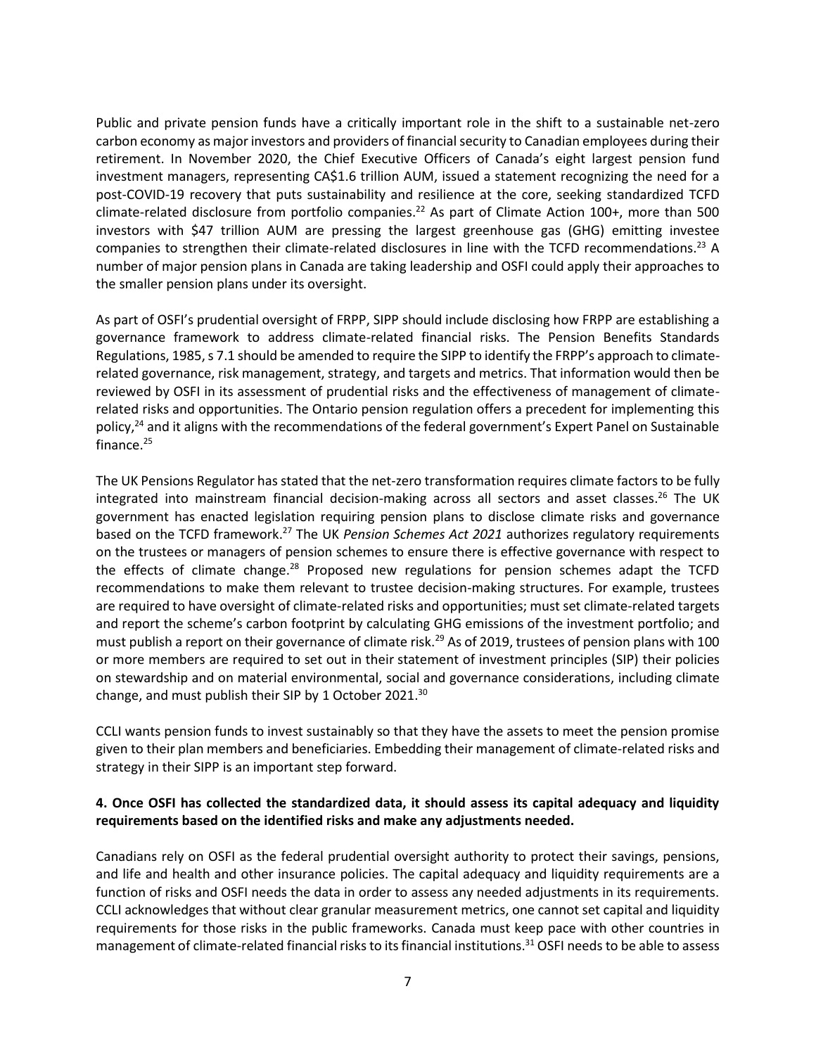Public and private pension funds have a critically important role in the shift to a sustainable net-zero carbon economy as major investors and providers of financial security to Canadian employees during their retirement. In November 2020, the Chief Executive Officers of Canada's eight largest pension fund investment managers, representing CA$1.6 trillion AUM, issued a statement recognizing the need for a post-COVID-19 recovery that puts sustainability and resilience at the core, seeking standardized TCFD climate-related disclosure from portfolio companies.[22] As part of Climate Action 100+, more than 500 investors with $47 trillion AUM are pressing the largest greenhouse gas (GHG) emitting investee companies to strengthen their climate-related disclosures in line with the TCFD recommendations.[23] A number of major pension plans in Canada are taking leadership and OSFI could apply their approaches to the smaller pension plans under its oversight.

As part of OSFI's prudential oversight of FRPP, SIPP should include disclosing how FRPP are establishing a governance framework to address climate-related financial risks. The Pension Benefits Standards Regulations, 1985, s 7.1 should be amended to require the SIPP to identify the FRPP's approach to climate-related governance, risk management, strategy, and targets and metrics. That information would then be reviewed by OSFI in its assessment of prudential risks and the effectiveness of management of climate-related risks and opportunities. The Ontario pension regulation offers a precedent for implementing this policy,[24] and it aligns with the recommendations of the federal government's Expert Panel on Sustainable finance.[25]

The UK Pensions Regulator has stated that the net-zero transformation requires climate factors to be fully integrated into mainstream financial decision-making across all sectors and asset classes.[26] The UK government has enacted legislation requiring pension plans to disclose climate risks and governance based on the TCFD framework.[27] The UK *Pension Schemes Act 2021* authorizes regulatory requirements on the trustees or managers of pension schemes to ensure there is effective governance with respect to the effects of climate change.[28] Proposed new regulations for pension schemes adapt the TCFD recommendations to make them relevant to trustee decision-making structures. For example, trustees are required to have oversight of climate-related risks and opportunities; must set climate-related targets and report the scheme's carbon footprint by calculating GHG emissions of the investment portfolio; and must publish a report on their governance of climate risk.[29] As of 2019, trustees of pension plans with 100 or more members are required to set out in their statement of investment principles (SIP) their policies on stewardship and on material environmental, social and governance considerations, including climate change, and must publish their SIP by 1 October 2021.[30]

CCLI wants pension funds to invest sustainably so that they have the assets to meet the pension promise given to their plan members and beneficiaries. Embedding their management of climate-related risks and strategy in their SIPP is an important step forward.

**4. Once OSFI has collected the standardized data, it should assess its capital adequacy and liquidity requirements based on the identified risks and make any adjustments needed.**

Canadians rely on OSFI as the federal prudential oversight authority to protect their savings, pensions, and life and health and other insurance policies. The capital adequacy and liquidity requirements are a function of risks and OSFI needs the data in order to assess any needed adjustments in its requirements. CCLI acknowledges that without clear granular measurement metrics, one cannot set capital and liquidity requirements for those risks in the public frameworks. Canada must keep pace with other countries in management of climate-related financial risks to its financial institutions.[31] OSFI needs to be able to assess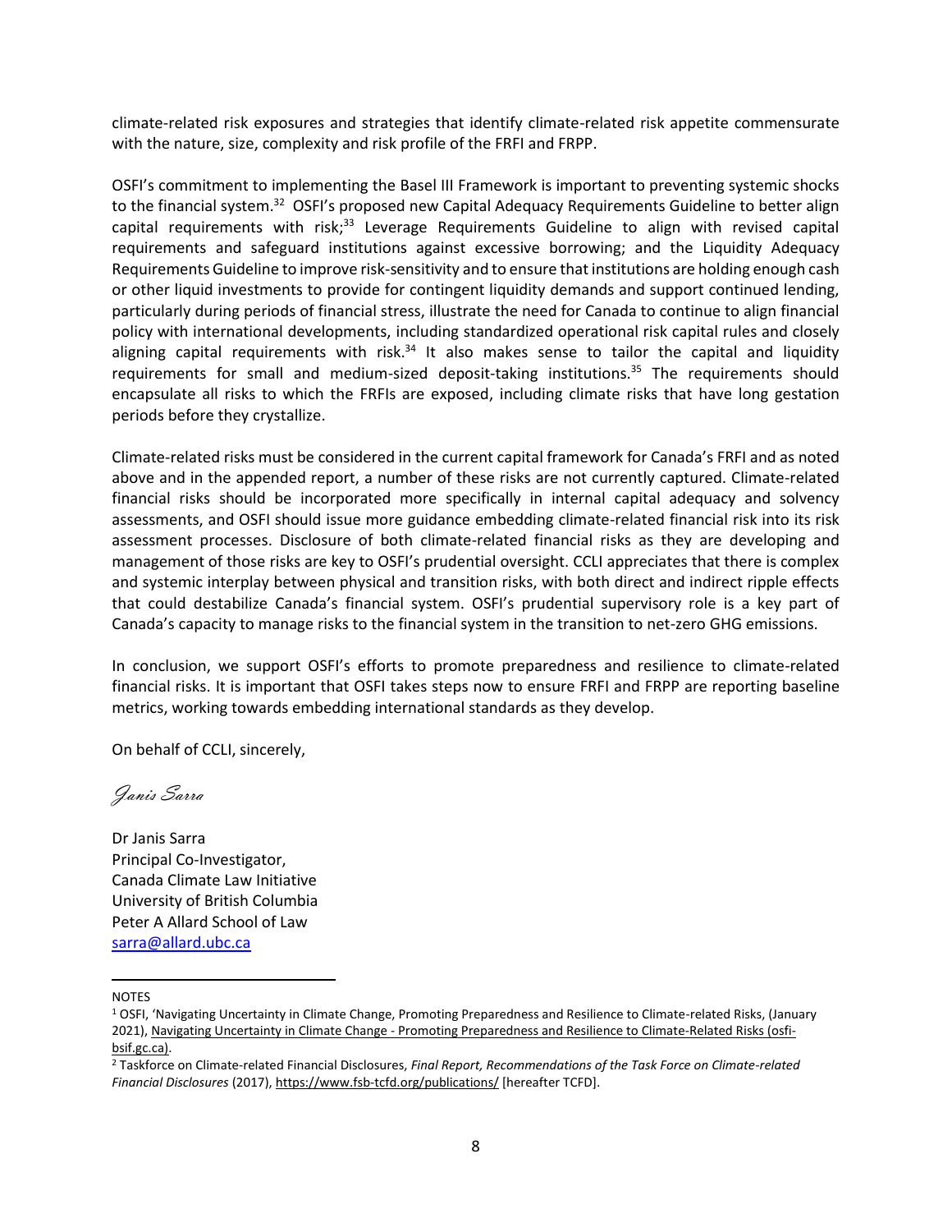climate-related risk exposures and strategies that identify climate-related risk appetite commensurate with the nature, size, complexity and risk profile of the FRFI and FRPP.

OSFI's commitment to implementing the Basel III Framework is important to preventing systemic shocks to the financial system.[32] OSFI's proposed new Capital Adequacy Requirements Guideline to better align capital requirements with risk;[33] Leverage Requirements Guideline to align with revised capital requirements and safeguard institutions against excessive borrowing; and the Liquidity Adequacy Requirements Guideline to improve risk-sensitivity and to ensure that institutions are holding enough cash or other liquid investments to provide for contingent liquidity demands and support continued lending, particularly during periods of financial stress, illustrate the need for Canada to continue to align financial policy with international developments, including standardized operational risk capital rules and closely aligning capital requirements with risk.[34] It also makes sense to tailor the capital and liquidity requirements for small and medium-sized deposit-taking institutions.[35] The requirements should encapsulate all risks to which the FRFIs are exposed, including climate risks that have long gestation periods before they crystallize.

Climate-related risks must be considered in the current capital framework for Canada's FRFI and as noted above and in the appended report, a number of these risks are not currently captured. Climate-related financial risks should be incorporated more specifically in internal capital adequacy and solvency assessments, and OSFI should issue more guidance embedding climate-related financial risk into its risk assessment processes. Disclosure of both climate-related financial risks as they are developing and management of those risks are key to OSFI's prudential oversight. CCLI appreciates that there is complex and systemic interplay between physical and transition risks, with both direct and indirect ripple effects that could destabilize Canada's financial system. OSFI's prudential supervisory role is a key part of Canada's capacity to manage risks to the financial system in the transition to net-zero GHG emissions.

In conclusion, we support OSFI's efforts to promote preparedness and resilience to climate-related financial risks. It is important that OSFI takes steps now to ensure FRFI and FRPP are reporting baseline metrics, working towards embedding international standards as they develop.

On behalf of CCLI, sincerely,

*Janis Sarra*

Dr Janis Sarra
Principal Co-Investigator,
Canada Climate Law Initiative
University of British Columbia
Peter A Allard School of Law
sarra@allard.ubc.ca

---

NOTES

[1] OSFI, 'Navigating Uncertainty in Climate Change, Promoting Preparedness and Resilience to Climate-related Risks, (January 2021), Navigating Uncertainty in Climate Change - Promoting Preparedness and Resilience to Climate-Related Risks (osfi-bsif.gc.ca).

[2] Taskforce on Climate-related Financial Disclosures, *Final Report, Recommendations of the Task Force on Climate-related Financial Disclosures* (2017), https://www.fsb-tcfd.org/publications/ [hereafter TCFD].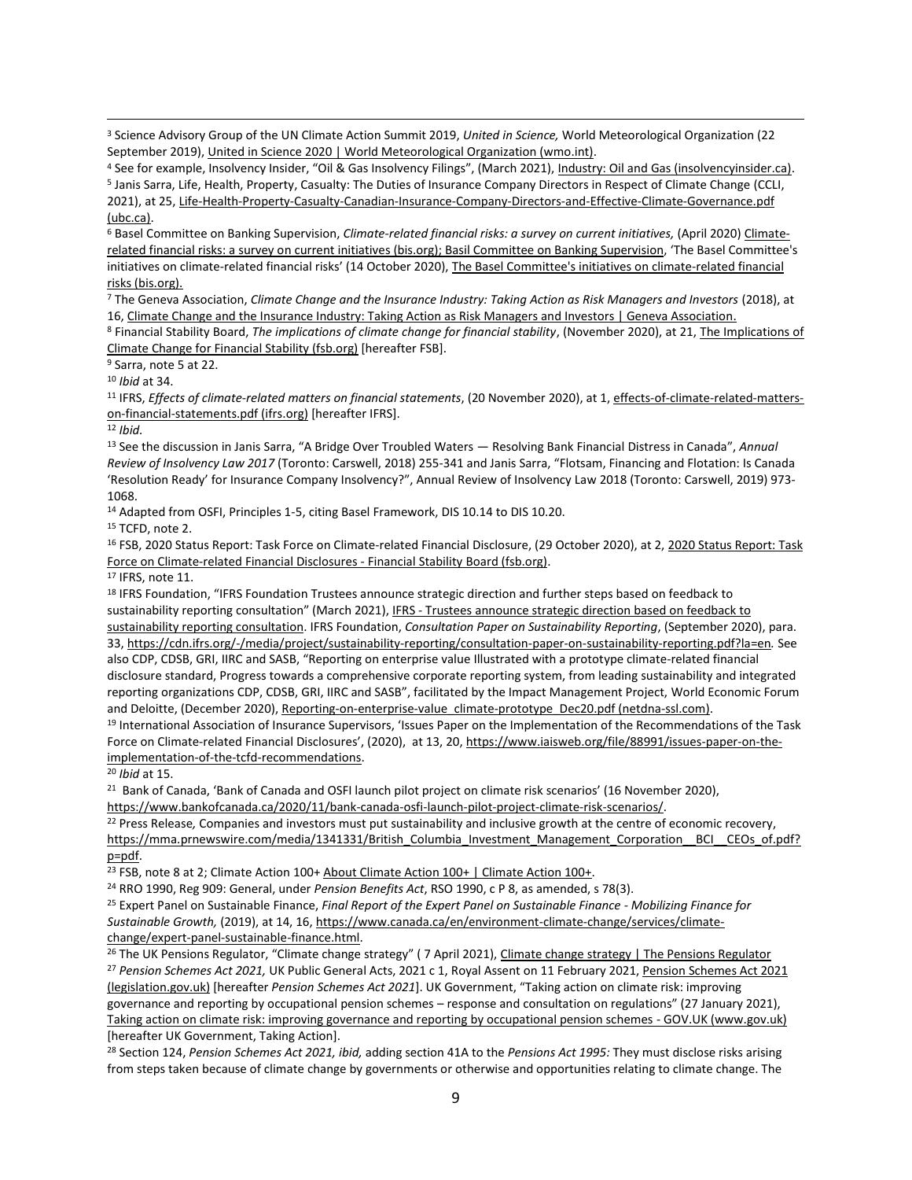[3] Science Advisory Group of the UN Climate Action Summit 2019, *United in Science,* World Meteorological Organization (22 September 2019), United in Science 2020 | World Meteorological Organization (wmo.int).

[4] See for example, Insolvency Insider, "Oil & Gas Insolvency Filings", (March 2021), Industry: Oil and Gas (insolvencyinsider.ca).

[5] Janis Sarra, Life, Health, Property, Casualty: The Duties of Insurance Company Directors in Respect of Climate Change (CCLI, 2021), at 25, Life-Health-Property-Casualty-Canadian-Insurance-Company-Directors-and-Effective-Climate-Governance.pdf (ubc.ca).

[6] Basel Committee on Banking Supervision, *Climate-related financial risks: a survey on current initiatives,* (April 2020) Climate-related financial risks: a survey on current initiatives (bis.org); Basil Committee on Banking Supervision, 'The Basel Committee's initiatives on climate-related financial risks' (14 October 2020), The Basel Committee's initiatives on climate-related financial risks (bis.org).

[7] The Geneva Association, *Climate Change and the Insurance Industry: Taking Action as Risk Managers and Investors* (2018), at 16, Climate Change and the Insurance Industry: Taking Action as Risk Managers and Investors | Geneva Association.

[8] Financial Stability Board, *The implications of climate change for financial stability*, (November 2020), at 21, The Implications of Climate Change for Financial Stability (fsb.org) [hereafter FSB].

[9] Sarra, note 5 at 22.

[10] *Ibid* at 34.

[11] IFRS, *Effects of climate-related matters on financial statements*, (20 November 2020), at 1, effects-of-climate-related-matters-on-financial-statements.pdf (ifrs.org) [hereafter IFRS].

[12] *Ibid.*

[13] See the discussion in Janis Sarra, "A Bridge Over Troubled Waters — Resolving Bank Financial Distress in Canada", *Annual Review of Insolvency Law 2017* (Toronto: Carswell, 2018) 255-341 and Janis Sarra, "Flotsam, Financing and Flotation: Is Canada 'Resolution Ready' for Insurance Company Insolvency?", Annual Review of Insolvency Law 2018 (Toronto: Carswell, 2019) 973-1068.

[14] Adapted from OSFI, Principles 1-5, citing Basel Framework, DIS 10.14 to DIS 10.20.

[15] TCFD, note 2.

[16] FSB, 2020 Status Report: Task Force on Climate-related Financial Disclosure, (29 October 2020), at 2, 2020 Status Report: Task Force on Climate-related Financial Disclosures - Financial Stability Board (fsb.org).

[17] IFRS, note 11.

[18] IFRS Foundation, "IFRS Foundation Trustees announce strategic direction and further steps based on feedback to sustainability reporting consultation" (March 2021), IFRS - Trustees announce strategic direction based on feedback to sustainability reporting consultation. IFRS Foundation, *Consultation Paper on Sustainability Reporting*, (September 2020), para. 33, https://cdn.ifrs.org/-/media/project/sustainability-reporting/consultation-paper-on-sustainability-reporting.pdf?la=en*.* See also CDP, CDSB, GRI, IIRC and SASB, "Reporting on enterprise value Illustrated with a prototype climate-related financial disclosure standard, Progress towards a comprehensive corporate reporting system, from leading sustainability and integrated reporting organizations CDP, CDSB, GRI, IIRC and SASB", facilitated by the Impact Management Project, World Economic Forum and Deloitte, (December 2020), Reporting-on-enterprise-value_climate-prototype_Dec20.pdf (netdna-ssl.com).

[19] International Association of Insurance Supervisors, 'Issues Paper on the Implementation of the Recommendations of the Task Force on Climate-related Financial Disclosures', (2020), at 13, 20, https://www.iaisweb.org/file/88991/issues-paper-on-the-implementation-of-the-tcfd-recommendations.

[20] *Ibid* at 15.

[21] Bank of Canada, 'Bank of Canada and OSFI launch pilot project on climate risk scenarios' (16 November 2020), https://www.bankofcanada.ca/2020/11/bank-canada-osfi-launch-pilot-project-climate-risk-scenarios/.

[22] Press Release*,* Companies and investors must put sustainability and inclusive growth at the centre of economic recovery, https://mma.prnewswire.com/media/1341331/British_Columbia_Investment_Management_Corporation__BCI__CEOs_of.pdf?p=pdf.

[23] FSB, note 8 at 2; Climate Action 100+ About Climate Action 100+ | Climate Action 100+.

[24] RRO 1990, Reg 909: General, under *Pension Benefits Act*, RSO 1990, c P 8, as amended, s 78(3).

[25] Expert Panel on Sustainable Finance, *Final Report of the Expert Panel on Sustainable Finance - Mobilizing Finance for Sustainable Growth,* (2019), at 14, 16, https://www.canada.ca/en/environment-climate-change/services/climate-change/expert-panel-sustainable-finance.html.

[26] The UK Pensions Regulator, "Climate change strategy" ( 7 April 2021), Climate change strategy | The Pensions Regulator

[27] *Pension Schemes Act 2021,* UK Public General Acts, 2021 c 1, Royal Assent on 11 February 2021, Pension Schemes Act 2021 (legislation.gov.uk) [hereafter *Pension Schemes Act 2021*]. UK Government, "Taking action on climate risk: improving governance and reporting by occupational pension schemes – response and consultation on regulations" (27 January 2021), Taking action on climate risk: improving governance and reporting by occupational pension schemes - GOV.UK (www.gov.uk) [hereafter UK Government, Taking Action].

[28] Section 124, *Pension Schemes Act 2021, ibid,* adding section 41A to the *Pensions Act 1995:* They must disclose risks arising from steps taken because of climate change by governments or otherwise and opportunities relating to climate change. The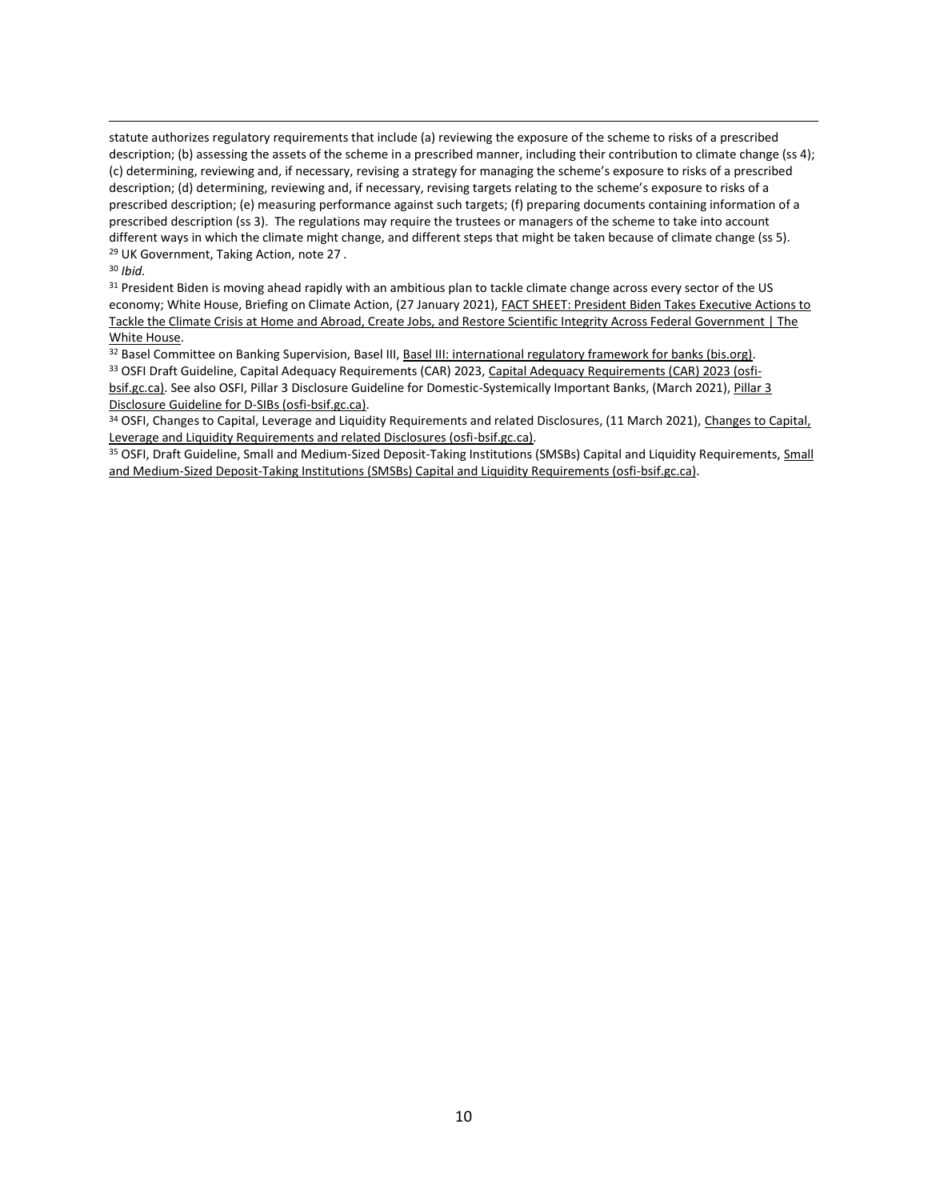statute authorizes regulatory requirements that include (a) reviewing the exposure of the scheme to risks of a prescribed description; (b) assessing the assets of the scheme in a prescribed manner, including their contribution to climate change (ss 4); (c) determining, reviewing and, if necessary, revising a strategy for managing the scheme's exposure to risks of a prescribed description; (d) determining, reviewing and, if necessary, revising targets relating to the scheme's exposure to risks of a prescribed description; (e) measuring performance against such targets; (f) preparing documents containing information of a prescribed description (ss 3). The regulations may require the trustees or managers of the scheme to take into account different ways in which the climate might change, and different steps that might be taken because of climate change (ss 5).

[29] UK Government, Taking Action, note 27 .

[30] *Ibid.*

[31] President Biden is moving ahead rapidly with an ambitious plan to tackle climate change across every sector of the US economy; White House, Briefing on Climate Action, (27 January 2021), FACT SHEET: President Biden Takes Executive Actions to Tackle the Climate Crisis at Home and Abroad, Create Jobs, and Restore Scientific Integrity Across Federal Government | The White House.

[32] Basel Committee on Banking Supervision, Basel III, Basel III: international regulatory framework for banks (bis.org).

[33] OSFI Draft Guideline, Capital Adequacy Requirements (CAR) 2023, Capital Adequacy Requirements (CAR) 2023 (osfi-bsif.gc.ca). See also OSFI, Pillar 3 Disclosure Guideline for Domestic-Systemically Important Banks, (March 2021), Pillar 3 Disclosure Guideline for D-SIBs (osfi-bsif.gc.ca).

[34] OSFI, Changes to Capital, Leverage and Liquidity Requirements and related Disclosures, (11 March 2021), Changes to Capital, Leverage and Liquidity Requirements and related Disclosures (osfi-bsif.gc.ca).

[35] OSFI, Draft Guideline, Small and Medium-Sized Deposit-Taking Institutions (SMSBs) Capital and Liquidity Requirements, Small and Medium-Sized Deposit-Taking Institutions (SMSBs) Capital and Liquidity Requirements (osfi-bsif.gc.ca).